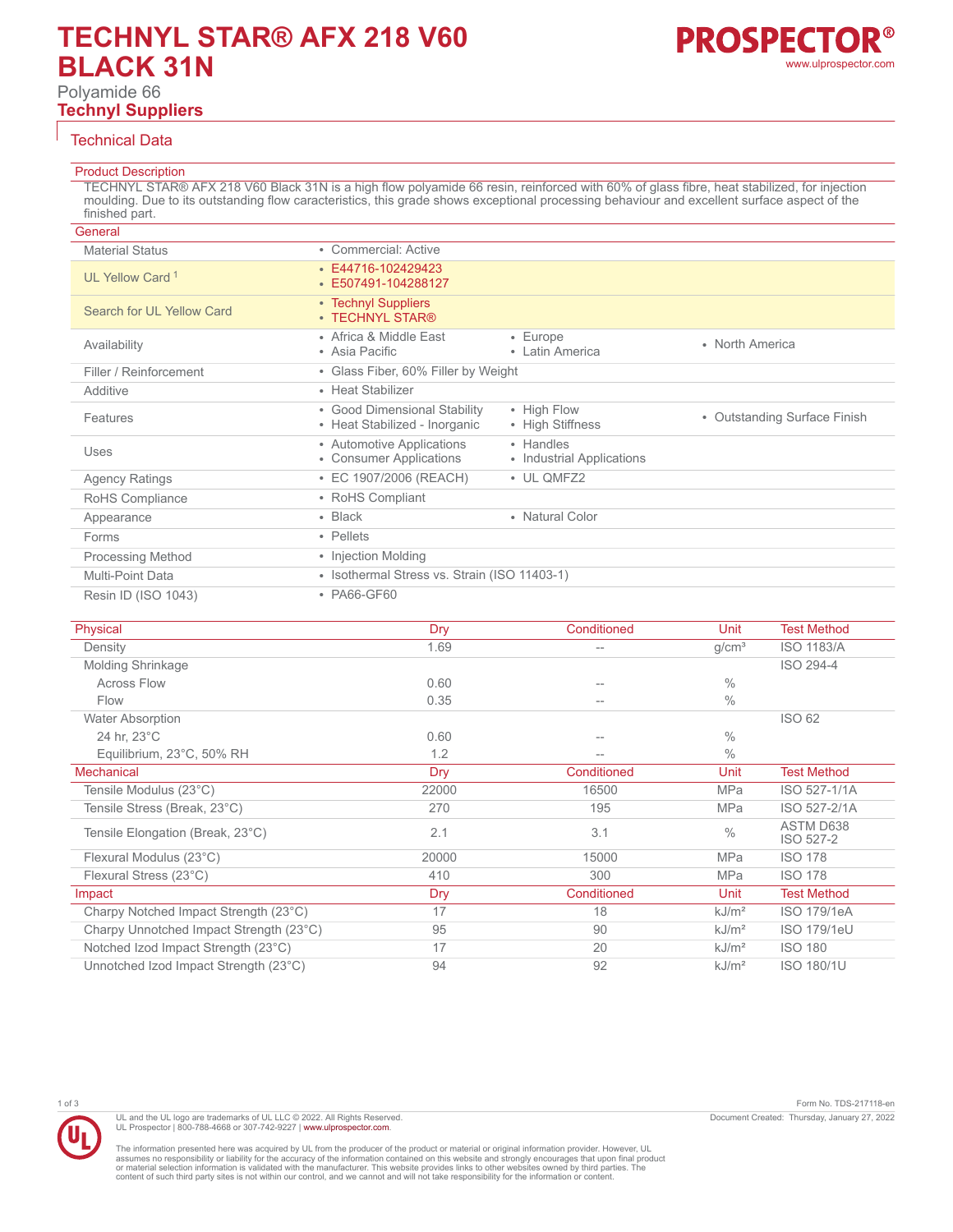# TECHNYL STAR® AFX 218 V60 BLACK 31N

Polyamide 66

**Technyl Suppliers**

## Technical Data

### Product Description

TECHNYL STAR® AFX 218 V60 Black 31N is a high flow polyamide 66 resin, reinforced with 60% of glass fibre, heat stabilized, for injection moulding. Due to its outstanding flow caracteristics, this grade shows exceptional processing behaviour and excellent surface aspect of the finished part.

### General

| | | | |
|---|---|---|---|
| Material Status | • Commercial: Active | | |
| UL Yellow Card [1] | • E44716-102429423<br>• E507491-104288127 | | |
| Search for UL Yellow Card | • Technyl Suppliers<br>• TECHNYL STAR® | | |
| Availability | • Africa & Middle East<br>• Asia Pacific | • Europe<br>• Latin America | • North America |
| Filler / Reinforcement | • Glass Fiber, 60% Filler by Weight | | |
| Additive | • Heat Stabilizer | | |
| Features | • Good Dimensional Stability<br>• Heat Stabilized - Inorganic | • High Flow<br>• High Stiffness | • Outstanding Surface Finish |
| Uses | • Automotive Applications<br>• Consumer Applications | • Handles<br>• Industrial Applications | |
| Agency Ratings | • EC 1907/2006 (REACH) | • UL QMFZ2 | |
| RoHS Compliance | • RoHS Compliant | | |
| Appearance | • Black | • Natural Color | |
| Forms | • Pellets | | |
| Processing Method | • Injection Molding | | |
| Multi-Point Data | • Isothermal Stress vs. Strain (ISO 11403-1) | | |
| Resin ID (ISO 1043) | • PA66-GF60 | | |

| Physical | Dry | Conditioned | Unit | Test Method |
|---|---|---|---|---|
| Density | 1.69 | -- | g/cm³ | ISO 1183/A |
| Molding Shrinkage | | | | ISO 294-4 |
| Across Flow | 0.60 | -- | % | |
| Flow | 0.35 | -- | % | |
| Water Absorption | | | | ISO 62 |
| 24 hr, 23°C | 0.60 | -- | % | |
| Equilibrium, 23°C, 50% RH | 1.2 | -- | % | |

| Mechanical | Dry | Conditioned | Unit | Test Method |
|---|---|---|---|---|
| Tensile Modulus (23°C) | 22000 | 16500 | MPa | ISO 527-1/1A |
| Tensile Stress (Break, 23°C) | 270 | 195 | MPa | ISO 527-2/1A |
| Tensile Elongation (Break, 23°C) | 2.1 | 3.1 | % | ASTM D638<br>ISO 527-2 |
| Flexural Modulus (23°C) | 20000 | 15000 | MPa | ISO 178 |
| Flexural Stress (23°C) | 410 | 300 | MPa | ISO 178 |

| Impact | Dry | Conditioned | Unit | Test Method |
|---|---|---|---|---|
| Charpy Notched Impact Strength (23°C) | 17 | 18 | kJ/m² | ISO 179/1eA |
| Charpy Unnotched Impact Strength (23°C) | 95 | 90 | kJ/m² | ISO 179/1eU |
| Notched Izod Impact Strength (23°C) | 17 | 20 | kJ/m² | ISO 180 |
| Unnotched Izod Impact Strength (23°C) | 94 | 92 | kJ/m² | ISO 180/1U |

Form No. TDS-217118-en

Document Created: Thursday, January 27, 2022

UL and the UL logo are trademarks of UL LLC © 2022. All Rights Reserved.
UL Prospector | 800-788-4668 or 307-742-9227 | www.ulprospector.com.

The information presented here was acquired by UL from the producer of the product or material or original information provider. However, UL assumes no responsibility or liability for the accuracy of the information contained on this website and strongly encourages that upon final product or material selection information is validated with the manufacturer. This website provides links to other websites owned by third parties. The content of such third party sites is not within our control, and we cannot and will not take responsibility for the information or content.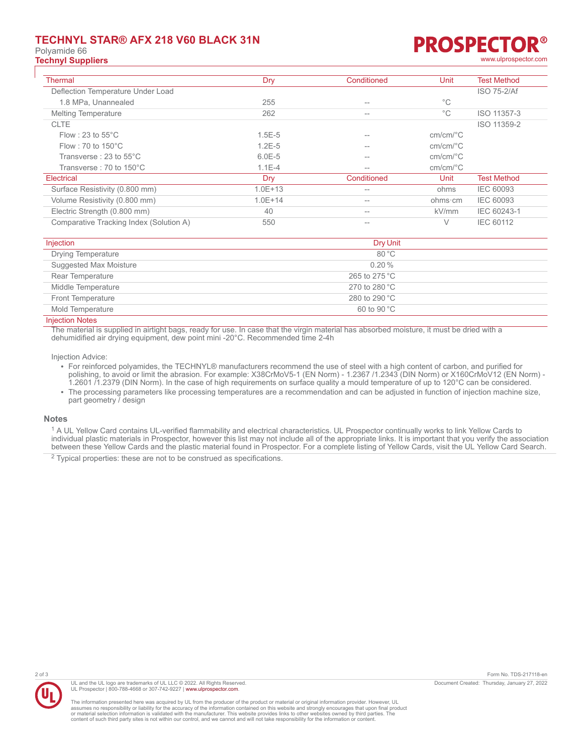| Thermal | Dry | Conditioned | Unit | Test Method |
| --- | --- | --- | --- | --- |
| Deflection Temperature Under Load | | | | ISO 75-2/Af |
| 1.8 MPa, Unannealed | 255 | -- | °C | |
| Melting Temperature | 262 | -- | °C | ISO 11357-3 |
| CLTE | | | | ISO 11359-2 |
| Flow : 23 to 55°C | 1.5E-5 | -- | cm/cm/°C | |
| Flow : 70 to 150°C | 1.2E-5 | -- | cm/cm/°C | |
| Transverse : 23 to 55°C | 6.0E-5 | -- | cm/cm/°C | |
| Transverse : 70 to 150°C | 1.1E-4 | -- | cm/cm/°C | |

| Electrical | Dry | Conditioned | Unit | Test Method |
| --- | --- | --- | --- | --- |
| Surface Resistivity (0.800 mm) | 1.0E+13 | -- | ohms | IEC 60093 |
| Volume Resistivity (0.800 mm) | 1.0E+14 | -- | ohms·cm | IEC 60093 |
| Electric Strength (0.800 mm) | 40 | -- | kV/mm | IEC 60243-1 |
| Comparative Tracking Index (Solution A) | 550 | -- | V | IEC 60112 |

| Injection | Dry Unit |
| --- | --- |
| Drying Temperature | 80 °C |
| Suggested Max Moisture | 0.20 % |
| Rear Temperature | 265 to 275 °C |
| Middle Temperature | 270 to 280 °C |
| Front Temperature | 280 to 290 °C |
| Mold Temperature | 60 to 90 °C |

**Injection Notes**

The material is supplied in airtight bags, ready for use. In case that the virgin material has absorbed moisture, it must be dried with a dehumidified air drying equipment, dew point mini -20°C. Recommended time 2-4h

Injection Advice:

- For reinforced polyamides, the TECHNYL® manufacturers recommend the use of steel with a high content of carbon, and purified for polishing, to avoid or limit the abrasion. For example: X38CrMoV5-1 (EN Norm) - 1.2367 /1.2343 (DIN Norm) or X160CrMoV12 (EN Norm) - 1.2601 /1.2379 (DIN Norm). In the case of high requirements on surface quality a mould temperature of up to 120°C can be considered.
- The processing parameters like processing temperatures are a recommendation and can be adjusted in function of injection machine size, part geometry / design

## Notes

[1] A UL Yellow Card contains UL-verified flammability and electrical characteristics. UL Prospector continually works to link Yellow Cards to individual plastic materials in Prospector, however this list may not include all of the appropriate links. It is important that you verify the association between these Yellow Cards and the plastic material found in Prospector. For a complete listing of Yellow Cards, visit the UL Yellow Card Search.

[2] Typical properties: these are not to be construed as specifications.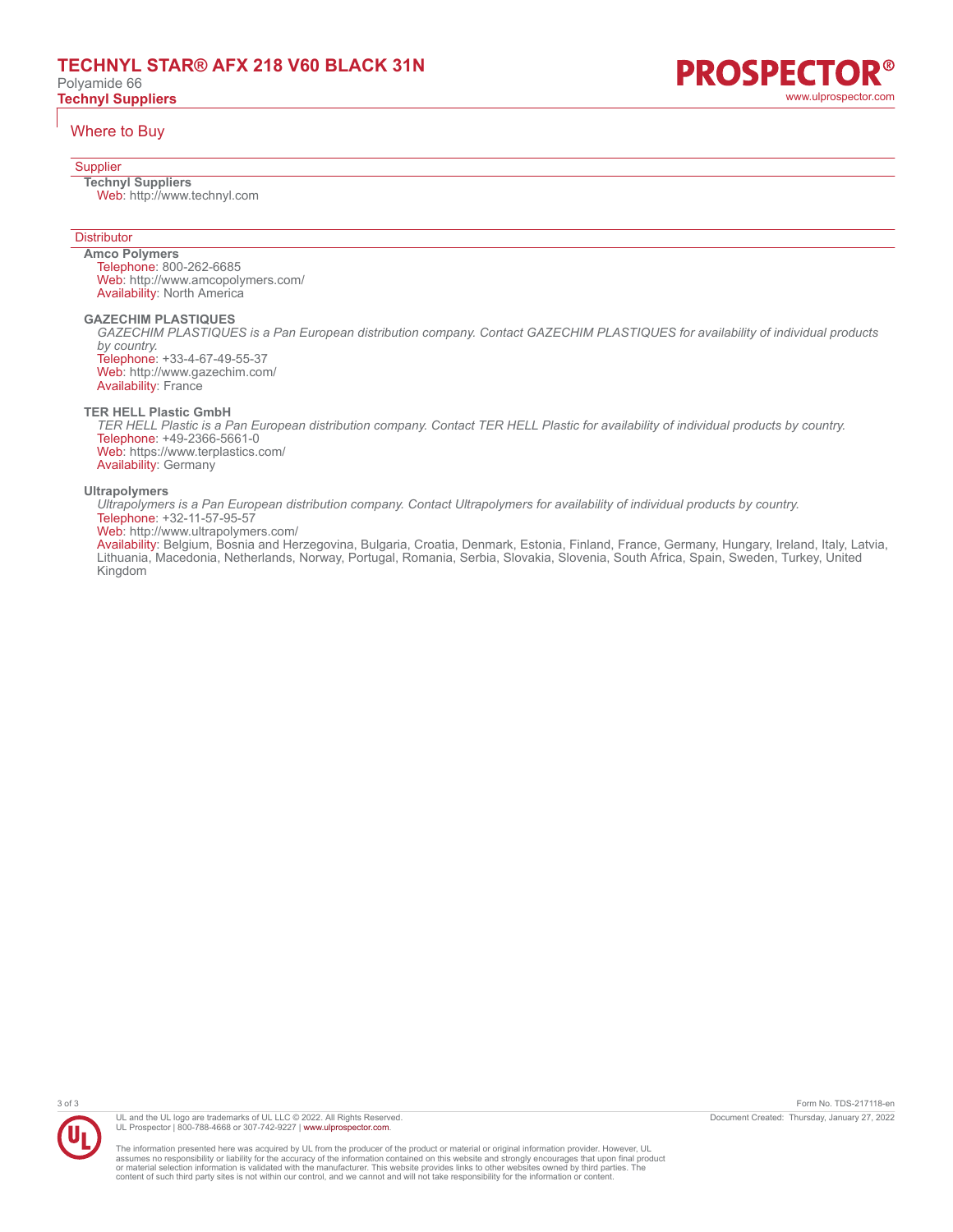## Where to Buy

### Supplier

**Technyl Suppliers**
Web: http://www.technyl.com

### Distributor

**Amco Polymers**
Telephone: 800-262-6685
Web: http://www.amcopolymers.com/
Availability: North America

**GAZECHIM PLASTIQUES**
*GAZECHIM PLASTIQUES is a Pan European distribution company. Contact GAZECHIM PLASTIQUES for availability of individual products by country.*
Telephone: +33-4-67-49-55-37
Web: http://www.gazechim.com/
Availability: France

**TER HELL Plastic GmbH**
*TER HELL Plastic is a Pan European distribution company. Contact TER HELL Plastic for availability of individual products by country.*
Telephone: +49-2366-5661-0
Web: https://www.terplastics.com/
Availability: Germany

**Ultrapolymers**
*Ultrapolymers is a Pan European distribution company. Contact Ultrapolymers for availability of individual products by country.*
Telephone: +32-11-57-95-57
Web: http://www.ultrapolymers.com/
Availability: Belgium, Bosnia and Herzegovina, Bulgaria, Croatia, Denmark, Estonia, Finland, France, Germany, Hungary, Ireland, Italy, Latvia, Lithuania, Macedonia, Netherlands, Norway, Portugal, Romania, Serbia, Slovakia, Slovenia, South Africa, Spain, Sweden, Turkey, United Kingdom